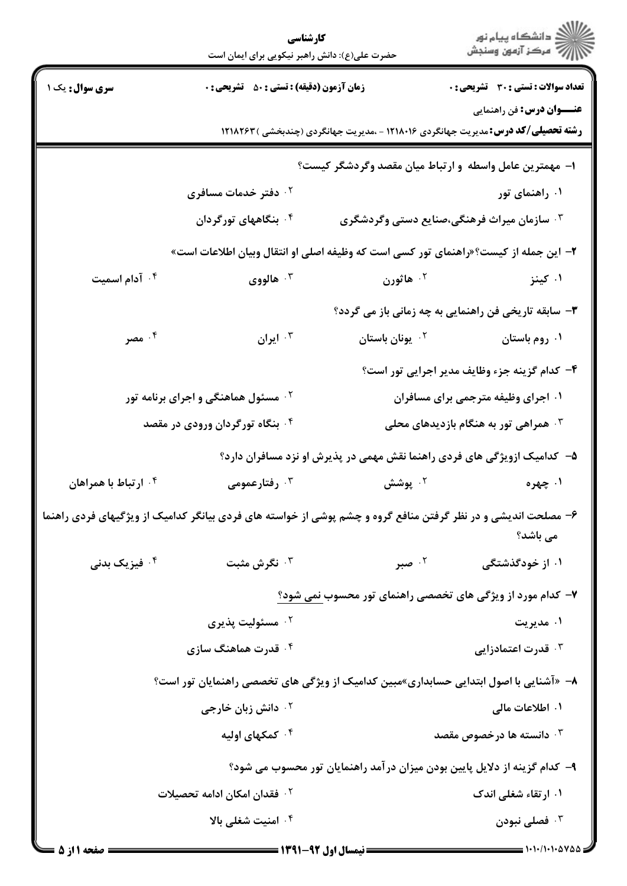**کارشناسی**

حضرت علی(ع): دانش راهبر نیکویی برای ایمان است

**سری سؤال:** یک ۱ | **زمان آزمون (دقیقه) : تستی : ۵۰ تشریحی : ۰** | **تعداد سوالات : تستی : ۳۰ تشریحی : ۰**

**عنـــوان درس:** فن راهنمایی

**رشته تحصیلی/کد درس:** مدیریت جهانگردی ۱۲۱۸۰۱۶ - ،مدیریت جهانگردی (چندبخشی ) ۱۲۱۸۲۶۳

**۱**- مهمترین عامل واسطه و ارتباط میان مقصد وگردشگر کیست؟

۱. راهنمای تور
۲. دفتر خدمات مسافری
۳. سازمان میراث فرهنگی،صنایع دستی وگردشگری
۴. بنگاههای تورگردان

**۲**- این جمله از کیست؟«راهنمای تور کسی است که وظیفه اصلی او انتقال وبیان اطلاعات است»

۱. کینز
۲. هاثورن
۳. هالووی
۴. آدام اسمیت

**۳**- سابقه تاریخی فن راهنمایی به چه زمانی باز می گردد؟

۱. روم باستان
۲. یونان باستان
۳. ایران
۴. مصر

**۴**- کدام گزینه جزء وظایف مدیر اجرایی تور است؟

۱. اجرای وظیفه مترجمی برای مسافران
۲. مسئول هماهنگی و اجرای برنامه تور
۳. همراهی تور به هنگام بازدیدهای محلی
۴. بنگاه تورگردان ورودی در مقصد

**۵**- کدامیک ازویژگی های فردی راهنما نقش مهمی در پذیرش او نزد مسافران دارد؟

۱. چهره
۲. پوشش
۳. رفتارعمومی
۴. ارتباط با همراهان

**۶**- مصلحت اندیشی و در نظر گرفتن منافع گروه و چشم پوشی از خواسته های فردی بیانگر کدامیک از ویژگیهای فردی راهنما می باشد؟

۱. از خودگذشتگی
۲. صبر
۳. نگرش مثبت
۴. فیزیک بدنی

**۷**- کدام مورد از ویژگی های تخصصی راهنمای تور محسوب نمی شود؟

۱. مدیریت
۲. مسئولیت پذیری
۳. قدرت اعتمادزایی
۴. قدرت هماهنگ سازی

**۸**- «آشنایی با اصول ابتدایی حسابداری»مبین کدامیک از ویژگی های تخصصی راهنمایان تور است؟

۱. اطلاعات مالی
۲. دانش زبان خارجی
۳. دانسته ها درخصوص مقصد
۴. کمکهای اولیه

**۹**- کدام گزینه از دلایل پایین بودن میزان درآمد راهنمایان تور محسوب می شود؟

۱. ارتقاء شغلی اندک
۲. فقدان امکان ادامه تحصیلات
۳. فصلی نبودن
۴. امنیت شغلی بالا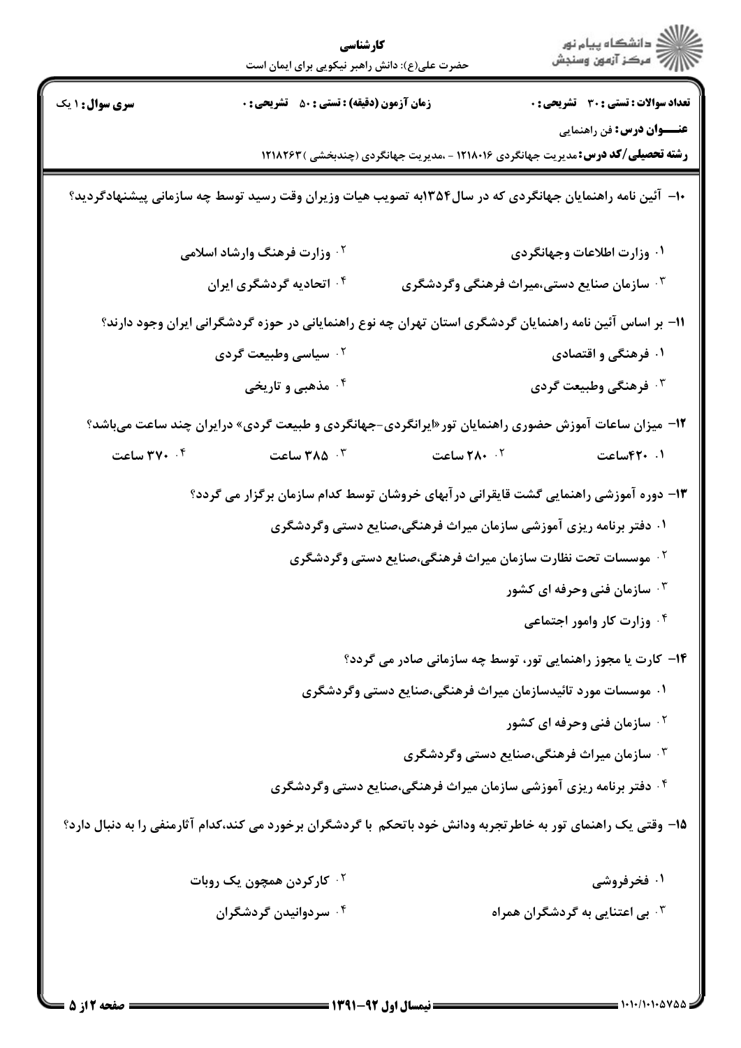**تعداد سوالات : تستی : ۳۰ تشریحی : ۰** **زمان آزمون (دقیقه) : تستی : ۵۰ تشریحی : ۰** **سری سوال : ۱ یک**

**عنـــوان درس :** فن راهنمایی

**رشته تحصیلی/کد درس :** مدیریت جهانگردی ۱۲۱۸۰۱۶ - ،مدیریت جهانگردی (چندبخشی ) ۱۲۱۸۲۶۳

**۱۰- آئین نامه راهنمایان جهانگردی که در سال۱۳۵۴به تصویب هیات وزیران وقت رسید توسط چه سازمانی پیشنهادگردید؟**

۱. وزارت اطلاعات وجهانگردی

۲. وزارت فرهنگ وارشاد اسلامی

۳. سازمان صنایع دستی،میراث فرهنگی وگردشگری

۴. اتحادیه گردشگری ایران

**۱۱- بر اساس آئین نامه راهنمایان گردشگری استان تهران چه نوع راهنمایانی در حوزه گردشگرانی ایران وجود دارند؟**

۱. فرهنگی و اقتصادی

۲. سیاسی وطبیعت گردی

۳. فرهنگی وطبیعت گردی

۴. مذهبی و تاریخی

**۱۲- میزان ساعات آموزش حضوری راهنمایان تور«ایرانگردی-جهانگردی و طبیعت گردی» درایران چند ساعت میباشد؟**

۱. ۴۲۰ساعت

۲. ۲۸۰ ساعت

۳. ۳۸۵ ساعت

۴. ۳۷۰ ساعت

**۱۳- دوره آموزشی راهنمایی گشت قایقرانی درآبهای خروشان توسط کدام سازمان برگزار می گردد؟**

۱. دفتر برنامه ریزی آموزشی سازمان میراث فرهنگی،صنایع دستی وگردشگری

۲. موسسات تحت نظارت سازمان میراث فرهنگی،صنایع دستی وگردشگری

۳. سازمان فنی وحرفه ای کشور

۴. وزارت کار وامور اجتماعی

**۱۴- کارت یا مجوز راهنمایی تور، توسط چه سازمانی صادر می گردد؟**

۱. موسسات مورد تائیدسازمان میراث فرهنگی،صنایع دستی وگردشگری

۲. سازمان فنی وحرفه ای کشور

۳. سازمان میراث فرهنگی،صنایع دستی وگردشگری

۴. دفتر برنامه ریزی آموزشی سازمان میراث فرهنگی،صنایع دستی وگردشگری

**۱۵- وقتی یک راهنمای تور به خاطرتجربه ودانش خود باتحکم با گردشگران برخورد می کند،کدام آثارمنفی را به دنبال دارد؟**

۱. فخرفروشی

۲. کارکردن همچون یک روبات

۳. بی اعتنایی به گردشگران همراه

۴. سردوانیدن گردشگران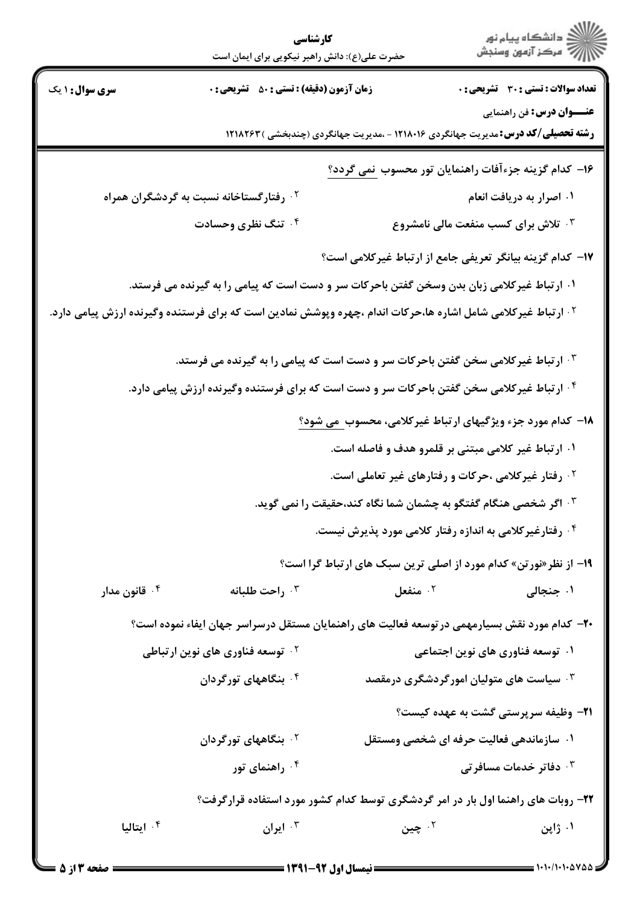**تعداد سوالات : تستی : ۳۰ تشریحی : ۰** | **زمان آزمون (دقیقه) : تستی : ۵۰ تشریحی : ۰** | **سری سوال : ۱ یک**

**عنــــوان درس :** فن راهنمایی

**رشته تحصیلی/کد درس :** مدیریت جهانگردی ۱۲۱۸۰۱۶ - ،مدیریت جهانگردی (چندبخشی ) ۱۲۱۸۲۶۳

۱۶- کدام گزینه جزءآفات راهنمایان تور محسوب نمی گردد؟

۱. اصرار به دریافت انعام

۲. رفتارگستاخانه نسبت به گردشگران همراه

۳. تلاش برای کسب منفعت مالی نامشروع

۴. تنگ نظری وحسادت

۱۷- کدام گزینه بیانگر تعریفی جامع از ارتباط غیرکلامی است؟

۱. ارتباط غیرکلامی زبان بدن وسخن گفتن باحرکات سر و دست است که پیامی را به گیرنده می فرستد.

۲. ارتباط غیرکلامی شامل اشاره ها،حرکات اندام ،چهره وپوشش نمادین است که برای فرستنده وگیرنده ارزش پیامی دارد.

۳. ارتباط غیرکلامی سخن گفتن باحرکات سر و دست است که پیامی را به گیرنده می فرستد.

۴. ارتباط غیرکلامی سخن گفتن باحرکات سر و دست است که برای فرستنده وگیرنده ارزش پیامی دارد.

۱۸- کدام مورد جزء ویژگیهای ارتباط غیرکلامی، محسوب می شود؟

۱. ارتباط غیر کلامی مبتنی بر قلمرو هدف و فاصله است.

۲. رفتار غیرکلامی ،حرکات و رفتارهای غیر تعاملی است.

۳. اگر شخصی هنگام گفتگو به چشمان شما نگاه کند،حقیقت را نمی گوید.

۴. رفتارغیرکلامی به اندازه رفتار کلامی مورد پذیرش نیست.

۱۹- از نظر«نورتن» کدام مورد از اصلی ترین سبک های ارتباط گرا است؟

۱. جنجالی

۲. منفعل

۳. راحت طلبانه

۴. قانون مدار

۲۰- کدام مورد نقش بسیارمهمی درتوسعه فعالیت های راهنمایان مستقل درسراسر جهان ایفاء نموده است؟

۱. توسعه فناوری های نوین اجتماعی

۲. توسعه فناوری های نوین ارتباطی

۳. سیاست های متولیان امورگردشگری درمقصد

۴. بنگاههای تورگردان

۲۱- وظیفه سرپرستی گشت به عهده کیست؟

۱. سازماندهی فعالیت حرفه ای شخصی ومستقل

۲. بنگاههای تورگردان

۳. دفاتر خدمات مسافرتی

۴. راهنمای تور

۲۲- روبات های راهنما اول بار در امر گردشگری توسط کدام کشور مورد استفاده قرارگرفت؟

۱. ژاپن

۲. چین

۳. ایران

۴. ایتالیا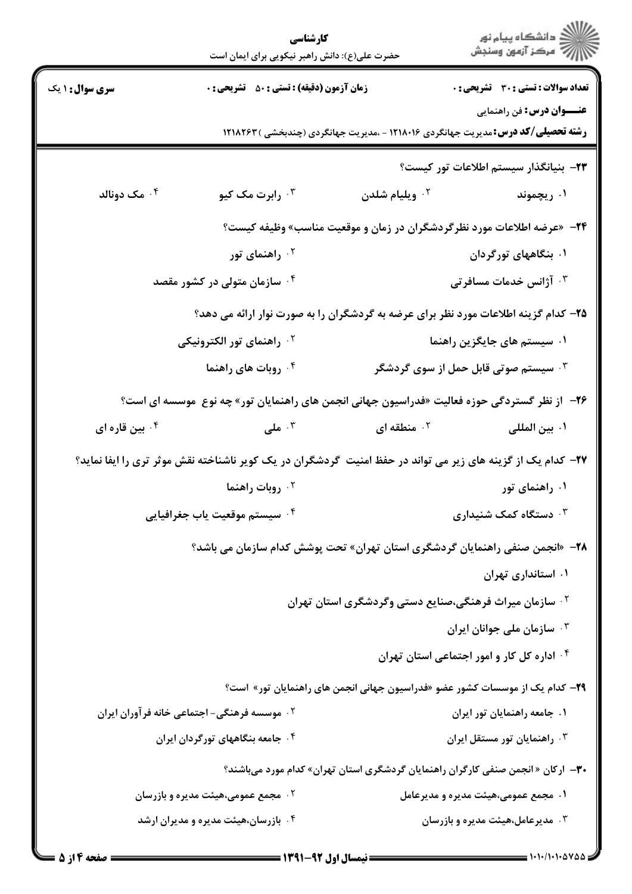**تعداد سوالات : تستی : ۳۰ تشریحی : ۰** | **زمان آزمون (دقیقه) : تستی : ۵۰ تشریحی : ۰** | **سری سوال : ۱ یک**

**عنـــوان درس :** فن راهنمایی

**رشته تحصیلی/کد درس :** مدیریت جهانگردی ۱۲۱۸۰۱۶ - ،مدیریت جهانگردی (چندبخشی ) ۱۲۱۸۲۶۳

**۲۳- بنیانگذار سیستم اطلاعات تور کیست؟**

۱. ریچموند
۲. ویلیام شلدن
۳. رابرت مک کیو
۴. مک دونالد

**۲۴- «عرضه اطلاعات مورد نظرگردشگران در زمان و موقعیت مناسب» وظیفه کیست؟**

۱. بنگاههای تورگردان
۲. راهنمای تور
۳. آژانس خدمات مسافرتی
۴. سازمان متولی در کشور مقصد

**۲۵- کدام گزینه اطلاعات مورد نظر برای عرضه به گردشگران را به صورت نوار ارائه می دهد؟**

۱. سیستم های جایگزین راهنما
۲. راهنمای تور الکترونیکی
۳. سیستم صوتی قابل حمل از سوی گردشگر
۴. روبات های راهنما

**۲۶- از نظر گستردگی حوزه فعالیت «فدراسیون جهانی انجمن های راهنمایان تور» چه نوع موسسه ای است؟**

۱. بین المللی
۲. منطقه ای
۳. ملی
۴. بین قاره ای

**۲۷- کدام یک از گزینه های زیر می تواند در حفظ امنیت گردشگران در یک کویر ناشناخته نقش موثر تری را ایفا نماید؟**

۱. راهنمای تور
۲. روبات راهنما
۳. دستگاه کمک شنیداری
۴. سیستم موقعیت یاب جغرافیایی

**۲۸- «انجمن صنفی راهنمایان گردشگری استان تهران» تحت پوشش کدام سازمان می باشد؟**

۱. استانداری تهران
۲. سازمان میراث فرهنگی،صنایع دستی وگردشگری استان تهران
۳. سازمان ملی جوانان ایران
۴. اداره کل کار و امور اجتماعی استان تهران

**۲۹- کدام یک از موسسات کشور عضو «فدراسیون جهانی انجمن های راهنمایان تور» است؟**

۱. جامعه راهنمایان تور ایران
۲. موسسه فرهنگی- اجتماعی خانه فرآوران ایران
۳. راهنمایان تور مستقل ایران
۴. جامعه بنگاههای تورگردان ایران

**۳۰- ارکان « انجمن صنفی کارگران راهنمایان گردشگری استان تهران» کدام مورد میباشند؟**

۱. مجمع عمومی،هیئت مدیره و مدیرعامل
۲. مجمع عمومی،هیئت مدیره و بازرسان
۳. مدیرعامل،هیئت مدیره و بازرسان
۴. بازرسان،هیئت مدیره و مدیران ارشد